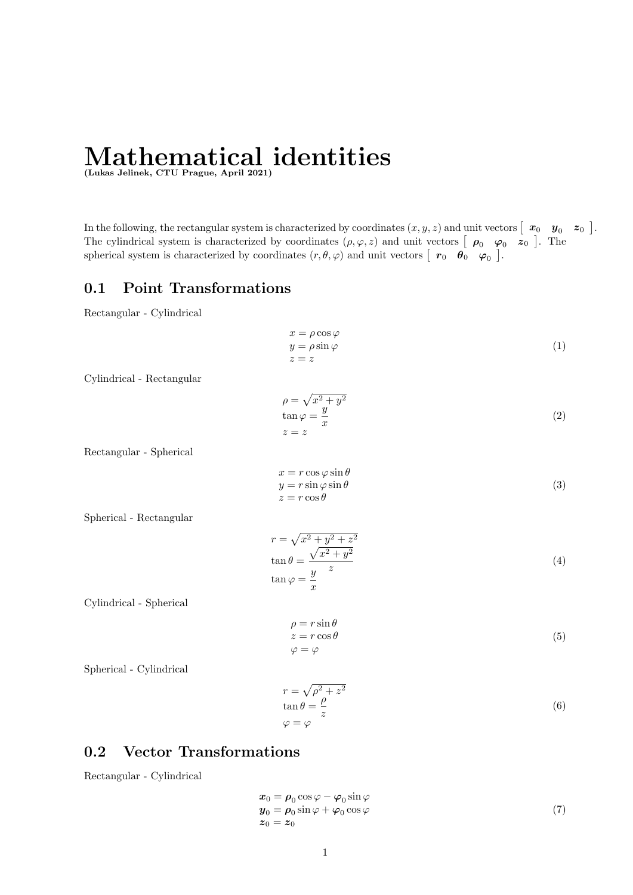# Mathematical identities

**(Lukas Jelinek, CTU Prague, April 2021)**

In the following, the rectangular system is characterized by coordinates $(x, y, z)$ and unit vectors $\begin{bmatrix} \boldsymbol{x}_0 & \boldsymbol{y}_0 & \boldsymbol{z}_0 \end{bmatrix}$. The cylindrical system is characterized by coordinates $(\rho, \varphi, z)$ and unit vectors $\begin{bmatrix} \boldsymbol{\rho}_0 & \boldsymbol{\varphi}_0 & \boldsymbol{z}_0 \end{bmatrix}$. The spherical system is characterized by coordinates $(r, \theta, \varphi)$ and unit vectors $\begin{bmatrix} \boldsymbol{r}_0 & \boldsymbol{\theta}_0 & \boldsymbol{\varphi}_0 \end{bmatrix}$.

## 0.1 Point Transformations

Rectangular - Cylindrical

$$
\begin{aligned}
x &= \rho \cos \varphi \\
y &= \rho \sin \varphi \\
z &= z
\end{aligned}
\tag{1}
$$

Cylindrical - Rectangular

$$
\begin{aligned}
\rho &= \sqrt{x^2 + y^2} \\
\tan \varphi &= \frac{y}{x} \\
z &= z
\end{aligned}
\tag{2}
$$

Rectangular - Spherical

$$
\begin{aligned}
x &= r \cos \varphi \sin \theta \\
y &= r \sin \varphi \sin \theta \\
z &= r \cos \theta
\end{aligned}
\tag{3}
$$

Spherical - Rectangular

$$
\begin{aligned}
r &= \sqrt{x^2 + y^2 + z^2} \\
\tan \theta &= \frac{\sqrt{x^2 + y^2}}{z} \\
\tan \varphi &= \frac{y}{x}
\end{aligned}
\tag{4}
$$

Cylindrical - Spherical

$$
\begin{aligned}
\rho &= r \sin \theta \\
z &= r \cos \theta \\
\varphi &= \varphi
\end{aligned}
\tag{5}
$$

Spherical - Cylindrical

$$
\begin{aligned}
r &= \sqrt{\rho^2 + z^2} \\
\tan \theta &= \frac{\rho}{z} \\
\varphi &= \varphi
\end{aligned}
\tag{6}
$$

## 0.2 Vector Transformations

Rectangular - Cylindrical

$$
\begin{aligned}
\boldsymbol{x}_0 &= \boldsymbol{\rho}_0 \cos \varphi - \boldsymbol{\varphi}_0 \sin \varphi \\
\boldsymbol{y}_0 &= \boldsymbol{\rho}_0 \sin \varphi + \boldsymbol{\varphi}_0 \cos \varphi \\
\boldsymbol{z}_0 &= \boldsymbol{z}_0
\end{aligned}
\tag{7}
$$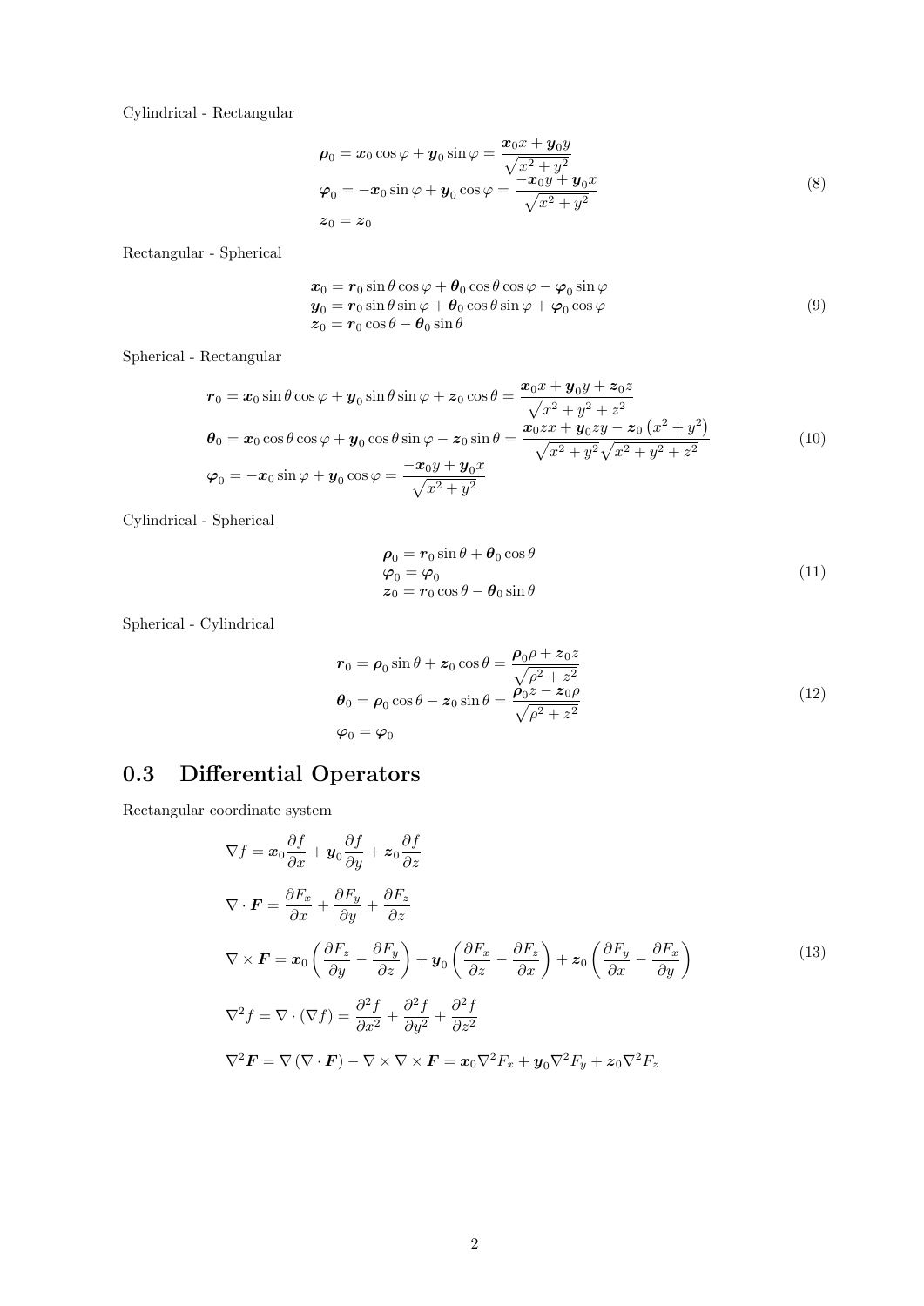Cylindrical - Rectangular

$$
\begin{aligned}
&\boldsymbol{\rho}_0 = \boldsymbol{x}_0 \cos\varphi + \boldsymbol{y}_0 \sin\varphi = \frac{\boldsymbol{x}_0 x + \boldsymbol{y}_0 y}{\sqrt{x^2+y^2}} \\
&\boldsymbol{\varphi}_0 = -\boldsymbol{x}_0 \sin\varphi + \boldsymbol{y}_0 \cos\varphi = \frac{-\boldsymbol{x}_0 y + \boldsymbol{y}_0 x}{\sqrt{x^2+y^2}} \\
&\boldsymbol{z}_0 = \boldsymbol{z}_0
\end{aligned} \tag{8}
$$

Rectangular - Spherical

$$
\begin{aligned}
&\boldsymbol{x}_0 = \boldsymbol{r}_0 \sin\theta\cos\varphi + \boldsymbol{\theta}_0 \cos\theta\cos\varphi - \boldsymbol{\varphi}_0 \sin\varphi \\
&\boldsymbol{y}_0 = \boldsymbol{r}_0 \sin\theta\sin\varphi + \boldsymbol{\theta}_0 \cos\theta\sin\varphi + \boldsymbol{\varphi}_0 \cos\varphi \\
&\boldsymbol{z}_0 = \boldsymbol{r}_0 \cos\theta - \boldsymbol{\theta}_0 \sin\theta
\end{aligned} \tag{9}
$$

Spherical - Rectangular

$$
\begin{aligned}
&\boldsymbol{r}_0 = \boldsymbol{x}_0 \sin\theta\cos\varphi + \boldsymbol{y}_0 \sin\theta\sin\varphi + \boldsymbol{z}_0 \cos\theta = \frac{\boldsymbol{x}_0 x + \boldsymbol{y}_0 y + \boldsymbol{z}_0 z}{\sqrt{x^2+y^2+z^2}} \\
&\boldsymbol{\theta}_0 = \boldsymbol{x}_0 \cos\theta\cos\varphi + \boldsymbol{y}_0 \cos\theta\sin\varphi - \boldsymbol{z}_0 \sin\theta = \frac{\boldsymbol{x}_0 z x + \boldsymbol{y}_0 z y - \boldsymbol{z}_0\left(x^2+y^2\right)}{\sqrt{x^2+y^2}\sqrt{x^2+y^2+z^2}} \\
&\boldsymbol{\varphi}_0 = -\boldsymbol{x}_0 \sin\varphi + \boldsymbol{y}_0 \cos\varphi = \frac{-\boldsymbol{x}_0 y + \boldsymbol{y}_0 x}{\sqrt{x^2+y^2}}
\end{aligned} \tag{10}
$$

Cylindrical - Spherical

$$
\begin{aligned}
&\boldsymbol{\rho}_0 = \boldsymbol{r}_0 \sin\theta + \boldsymbol{\theta}_0 \cos\theta \\
&\boldsymbol{\varphi}_0 = \boldsymbol{\varphi}_0 \\
&\boldsymbol{z}_0 = \boldsymbol{r}_0 \cos\theta - \boldsymbol{\theta}_0 \sin\theta
\end{aligned} \tag{11}
$$

Spherical - Cylindrical

$$
\begin{aligned}
&\boldsymbol{r}_0 = \boldsymbol{\rho}_0 \sin\theta + \boldsymbol{z}_0 \cos\theta = \frac{\boldsymbol{\rho}_0 \rho + \boldsymbol{z}_0 z}{\sqrt{\rho^2+z^2}} \\
&\boldsymbol{\theta}_0 = \boldsymbol{\rho}_0 \cos\theta - \boldsymbol{z}_0 \sin\theta = \frac{\boldsymbol{\rho}_0 z - \boldsymbol{z}_0 \rho}{\sqrt{\rho^2+z^2}} \\
&\boldsymbol{\varphi}_0 = \boldsymbol{\varphi}_0
\end{aligned} \tag{12}
$$

## 0.3 Differential Operators

Rectangular coordinate system

$$
\begin{aligned}
&\nabla f = \boldsymbol{x}_0 \frac{\partial f}{\partial x} + \boldsymbol{y}_0 \frac{\partial f}{\partial y} + \boldsymbol{z}_0 \frac{\partial f}{\partial z} \\
&\nabla \cdot \boldsymbol{F} = \frac{\partial F_x}{\partial x} + \frac{\partial F_y}{\partial y} + \frac{\partial F_z}{\partial z} \\
&\nabla \times \boldsymbol{F} = \boldsymbol{x}_0 \left(\frac{\partial F_z}{\partial y} - \frac{\partial F_y}{\partial z}\right) + \boldsymbol{y}_0 \left(\frac{\partial F_x}{\partial z} - \frac{\partial F_z}{\partial x}\right) + \boldsymbol{z}_0 \left(\frac{\partial F_y}{\partial x} - \frac{\partial F_x}{\partial y}\right) \\
&\nabla^2 f = \nabla \cdot (\nabla f) = \frac{\partial^2 f}{\partial x^2} + \frac{\partial^2 f}{\partial y^2} + \frac{\partial^2 f}{\partial z^2} \\
&\nabla^2 \boldsymbol{F} = \nabla\left(\nabla \cdot \boldsymbol{F}\right) - \nabla \times \nabla \times \boldsymbol{F} = \boldsymbol{x}_0 \nabla^2 F_x + \boldsymbol{y}_0 \nabla^2 F_y + \boldsymbol{z}_0 \nabla^2 F_z
\end{aligned} \tag{13}
$$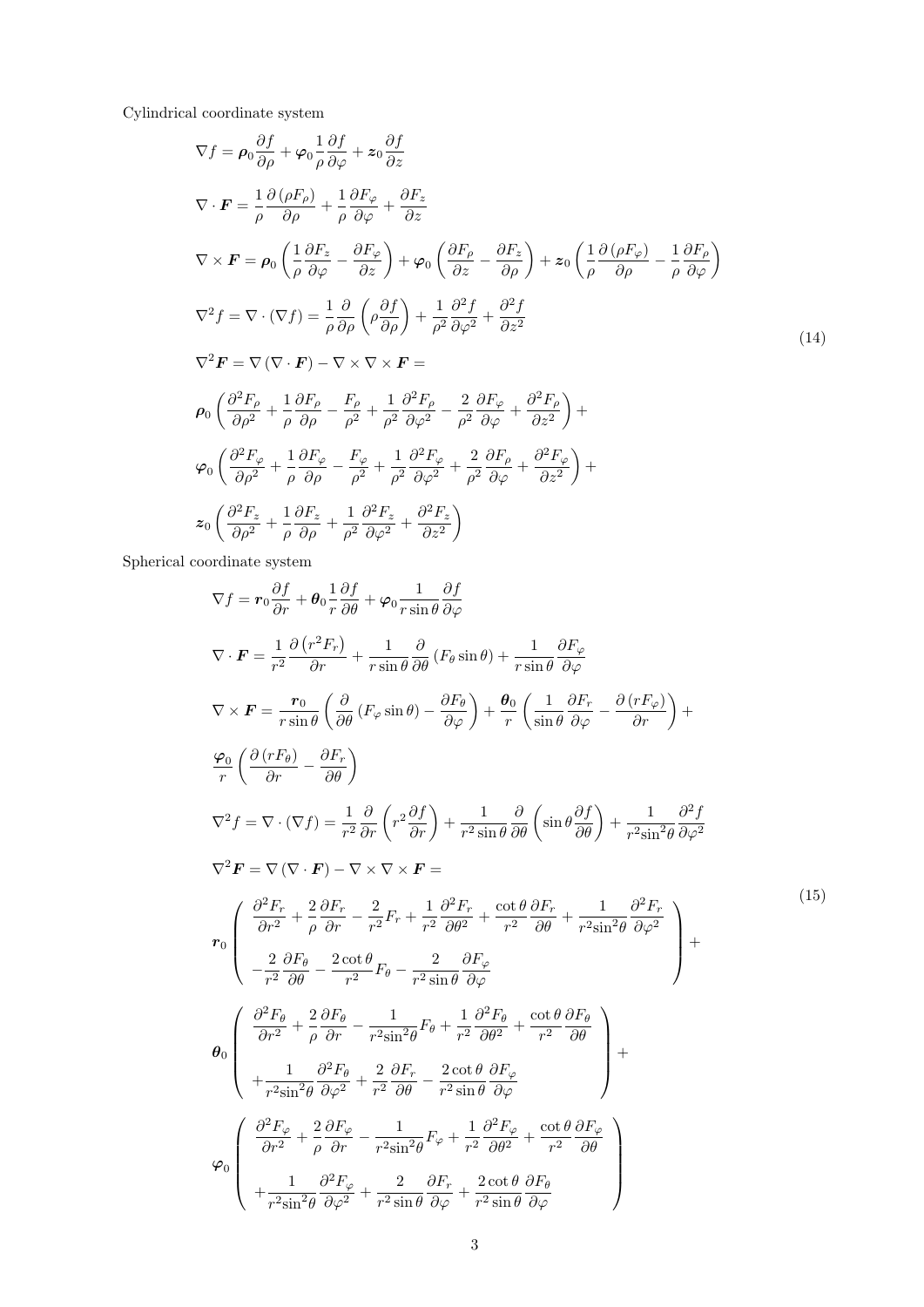Cylindrical coordinate system

$$
\begin{aligned}
&\nabla f = \boldsymbol{\rho}_0 \frac{\partial f}{\partial \rho} + \boldsymbol{\varphi}_0 \frac{1}{\rho} \frac{\partial f}{\partial \varphi} + \boldsymbol{z}_0 \frac{\partial f}{\partial z} \\
&\nabla \cdot \boldsymbol{F} = \frac{1}{\rho} \frac{\partial \left(\rho F_\rho\right)}{\partial \rho} + \frac{1}{\rho} \frac{\partial F_\varphi}{\partial \varphi} + \frac{\partial F_z}{\partial z} \\
&\nabla \times \boldsymbol{F} = \boldsymbol{\rho}_0 \left( \frac{1}{\rho} \frac{\partial F_z}{\partial \varphi} - \frac{\partial F_\varphi}{\partial z} \right) + \boldsymbol{\varphi}_0 \left( \frac{\partial F_\rho}{\partial z} - \frac{\partial F_z}{\partial \rho} \right) + \boldsymbol{z}_0 \left( \frac{1}{\rho} \frac{\partial \left(\rho F_\varphi\right)}{\partial \rho} - \frac{1}{\rho} \frac{\partial F_\rho}{\partial \varphi} \right) \\
&\nabla^2 f = \nabla \cdot (\nabla f) = \frac{1}{\rho} \frac{\partial}{\partial \rho} \left( \rho \frac{\partial f}{\partial \rho} \right) + \frac{1}{\rho^2} \frac{\partial^2 f}{\partial \varphi^2} + \frac{\partial^2 f}{\partial z^2} \\
&\nabla^2 \boldsymbol{F} = \nabla \left( \nabla \cdot \boldsymbol{F} \right) - \nabla \times \nabla \times \boldsymbol{F} = \\
&\boldsymbol{\rho}_0 \left( \frac{\partial^2 F_\rho}{\partial \rho^2} + \frac{1}{\rho} \frac{\partial F_\rho}{\partial \rho} - \frac{F_\rho}{\rho^2} + \frac{1}{\rho^2} \frac{\partial^2 F_\rho}{\partial \varphi^2} - \frac{2}{\rho^2} \frac{\partial F_\varphi}{\partial \varphi} + \frac{\partial^2 F_\rho}{\partial z^2} \right) + \\
&\boldsymbol{\varphi}_0 \left( \frac{\partial^2 F_\varphi}{\partial \rho^2} + \frac{1}{\rho} \frac{\partial F_\varphi}{\partial \rho} - \frac{F_\varphi}{\rho^2} + \frac{1}{\rho^2} \frac{\partial^2 F_\varphi}{\partial \varphi^2} + \frac{2}{\rho^2} \frac{\partial F_\rho}{\partial \varphi} + \frac{\partial^2 F_\varphi}{\partial z^2} \right) + \\
&\boldsymbol{z}_0 \left( \frac{\partial^2 F_z}{\partial \rho^2} + \frac{1}{\rho} \frac{\partial F_z}{\partial \rho} + \frac{1}{\rho^2} \frac{\partial^2 F_z}{\partial \varphi^2} + \frac{\partial^2 F_z}{\partial z^2} \right)
\end{aligned}
\tag{14}
$$

Spherical coordinate system

$$
\begin{aligned}
&\nabla f = \boldsymbol{r}_0 \frac{\partial f}{\partial r} + \boldsymbol{\theta}_0 \frac{1}{r} \frac{\partial f}{\partial \theta} + \boldsymbol{\varphi}_0 \frac{1}{r \sin\theta} \frac{\partial f}{\partial \varphi} \\
&\nabla \cdot \boldsymbol{F} = \frac{1}{r^2} \frac{\partial \left(r^2 F_r\right)}{\partial r} + \frac{1}{r \sin\theta} \frac{\partial}{\partial \theta} \left(F_\theta \sin\theta\right) + \frac{1}{r \sin\theta} \frac{\partial F_\varphi}{\partial \varphi} \\
&\nabla \times \boldsymbol{F} = \frac{\boldsymbol{r}_0}{r \sin\theta} \left( \frac{\partial}{\partial \theta} \left(F_\varphi \sin\theta\right) - \frac{\partial F_\theta}{\partial \varphi} \right) + \frac{\boldsymbol{\theta}_0}{r} \left( \frac{1}{\sin\theta} \frac{\partial F_r}{\partial \varphi} - \frac{\partial \left(r F_\varphi\right)}{\partial r} \right) + \\
&\frac{\boldsymbol{\varphi}_0}{r} \left( \frac{\partial \left(r F_\theta\right)}{\partial r} - \frac{\partial F_r}{\partial \theta} \right) \\
&\nabla^2 f = \nabla \cdot (\nabla f) = \frac{1}{r^2} \frac{\partial}{\partial r} \left( r^2 \frac{\partial f}{\partial r} \right) + \frac{1}{r^2 \sin\theta} \frac{\partial}{\partial \theta} \left( \sin\theta \frac{\partial f}{\partial \theta} \right) + \frac{1}{r^2 \sin^2\theta} \frac{\partial^2 f}{\partial \varphi^2} \\
&\nabla^2 \boldsymbol{F} = \nabla \left( \nabla \cdot \boldsymbol{F} \right) - \nabla \times \nabla \times \boldsymbol{F} = \\
&\boldsymbol{r}_0 \left( \begin{array}{l} \dfrac{\partial^2 F_r}{\partial r^2} + \dfrac{2}{\rho} \dfrac{\partial F_r}{\partial r} - \dfrac{2}{r^2} F_r + \dfrac{1}{r^2} \dfrac{\partial^2 F_r}{\partial \theta^2} + \dfrac{\cot\theta}{r^2} \dfrac{\partial F_r}{\partial \theta} + \dfrac{1}{r^2 \sin^2\theta} \dfrac{\partial^2 F_r}{\partial \varphi^2} \\ -\dfrac{2}{r^2} \dfrac{\partial F_\theta}{\partial \theta} - \dfrac{2\cot\theta}{r^2} F_\theta - \dfrac{2}{r^2 \sin\theta} \dfrac{\partial F_\varphi}{\partial \varphi} \end{array} \right) + \\
&\boldsymbol{\theta}_0 \left( \begin{array}{l} \dfrac{\partial^2 F_\theta}{\partial r^2} + \dfrac{2}{\rho} \dfrac{\partial F_\theta}{\partial r} - \dfrac{1}{r^2 \sin^2\theta} F_\theta + \dfrac{1}{r^2} \dfrac{\partial^2 F_\theta}{\partial \theta^2} + \dfrac{\cot\theta}{r^2} \dfrac{\partial F_\theta}{\partial \theta} \\ + \dfrac{1}{r^2 \sin^2\theta} \dfrac{\partial^2 F_\theta}{\partial \varphi^2} + \dfrac{2}{r^2} \dfrac{\partial F_r}{\partial \theta} - \dfrac{2\cot\theta}{r^2 \sin\theta} \dfrac{\partial F_\varphi}{\partial \varphi} \end{array} \right) + \\
&\boldsymbol{\varphi}_0 \left( \begin{array}{l} \dfrac{\partial^2 F_\varphi}{\partial r^2} + \dfrac{2}{\rho} \dfrac{\partial F_\varphi}{\partial r} - \dfrac{1}{r^2 \sin^2\theta} F_\varphi + \dfrac{1}{r^2} \dfrac{\partial^2 F_\varphi}{\partial \theta^2} + \dfrac{\cot\theta}{r^2} \dfrac{\partial F_\varphi}{\partial \theta} \\ + \dfrac{1}{r^2 \sin^2\theta} \dfrac{\partial^2 F_\varphi}{\partial \varphi^2} + \dfrac{2}{r^2 \sin\theta} \dfrac{\partial F_r}{\partial \varphi} + \dfrac{2\cot\theta}{r^2 \sin\theta} \dfrac{\partial F_\theta}{\partial \varphi} \end{array} \right)
\end{aligned}
\tag{15}
$$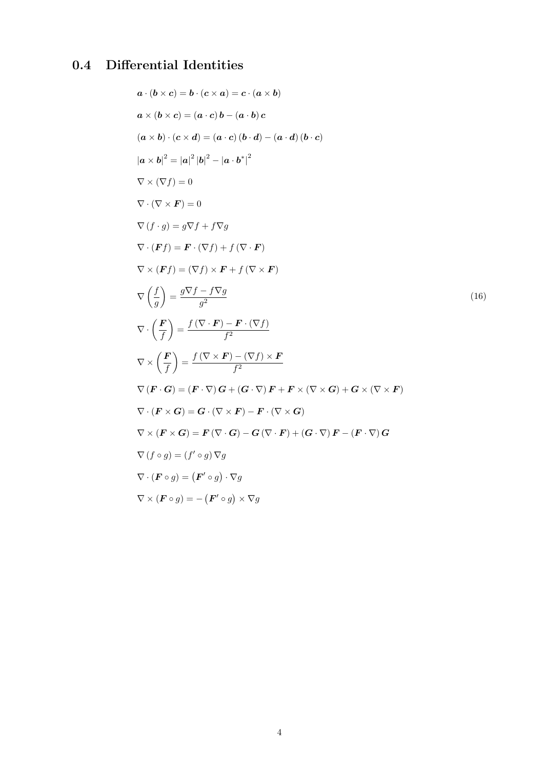## 0.4 Differential Identities

$$
\begin{aligned}
&\boldsymbol{a} \cdot (\boldsymbol{b} \times \boldsymbol{c}) = \boldsymbol{b} \cdot (\boldsymbol{c} \times \boldsymbol{a}) = \boldsymbol{c} \cdot (\boldsymbol{a} \times \boldsymbol{b}) \\
&\boldsymbol{a} \times (\boldsymbol{b} \times \boldsymbol{c}) = (\boldsymbol{a} \cdot \boldsymbol{c})\, \boldsymbol{b} - (\boldsymbol{a} \cdot \boldsymbol{b})\, \boldsymbol{c} \\
&(\boldsymbol{a} \times \boldsymbol{b}) \cdot (\boldsymbol{c} \times \boldsymbol{d}) = (\boldsymbol{a} \cdot \boldsymbol{c})\, (\boldsymbol{b} \cdot \boldsymbol{d}) - (\boldsymbol{a} \cdot \boldsymbol{d})\, (\boldsymbol{b} \cdot \boldsymbol{c}) \\
&|\boldsymbol{a} \times \boldsymbol{b}|^2 = |\boldsymbol{a}|^2\, |\boldsymbol{b}|^2 - |\boldsymbol{a} \cdot \boldsymbol{b}^*|^2 \\
&\nabla \times (\nabla f) = 0 \\
&\nabla \cdot (\nabla \times \boldsymbol{F}) = 0 \\
&\nabla\, (f \cdot g) = g \nabla f + f \nabla g \\
&\nabla \cdot (\boldsymbol{F} f) = \boldsymbol{F} \cdot (\nabla f) + f\, (\nabla \cdot \boldsymbol{F}) \\
&\nabla \times (\boldsymbol{F} f) = (\nabla f) \times \boldsymbol{F} + f\, (\nabla \times \boldsymbol{F}) \\
&\nabla \left( \frac{f}{g} \right) = \frac{g \nabla f - f \nabla g}{g^2} \\
&\nabla \cdot \left( \frac{\boldsymbol{F}}{f} \right) = \frac{f\, (\nabla \cdot \boldsymbol{F}) - \boldsymbol{F} \cdot (\nabla f)}{f^2} \\
&\nabla \times \left( \frac{\boldsymbol{F}}{f} \right) = \frac{f\, (\nabla \times \boldsymbol{F}) - (\nabla f) \times \boldsymbol{F}}{f^2} \\
&\nabla\, (\boldsymbol{F} \cdot \boldsymbol{G}) = (\boldsymbol{F} \cdot \nabla)\, \boldsymbol{G} + (\boldsymbol{G} \cdot \nabla)\, \boldsymbol{F} + \boldsymbol{F} \times (\nabla \times \boldsymbol{G}) + \boldsymbol{G} \times (\nabla \times \boldsymbol{F}) \\
&\nabla \cdot (\boldsymbol{F} \times \boldsymbol{G}) = \boldsymbol{G} \cdot (\nabla \times \boldsymbol{F}) - \boldsymbol{F} \cdot (\nabla \times \boldsymbol{G}) \\
&\nabla \times (\boldsymbol{F} \times \boldsymbol{G}) = \boldsymbol{F}\, (\nabla \cdot \boldsymbol{G}) - \boldsymbol{G}\, (\nabla \cdot \boldsymbol{F}) + (\boldsymbol{G} \cdot \nabla)\, \boldsymbol{F} - (\boldsymbol{F} \cdot \nabla)\, \boldsymbol{G} \\
&\nabla\, (f \circ g) = (f' \circ g)\, \nabla g \\
&\nabla \cdot (\boldsymbol{F} \circ g) = \left(\boldsymbol{F}' \circ g\right) \cdot \nabla g \\
&\nabla \times (\boldsymbol{F} \circ g) = -\left(\boldsymbol{F}' \circ g\right) \times \nabla g
\end{aligned}
\tag{16}
$$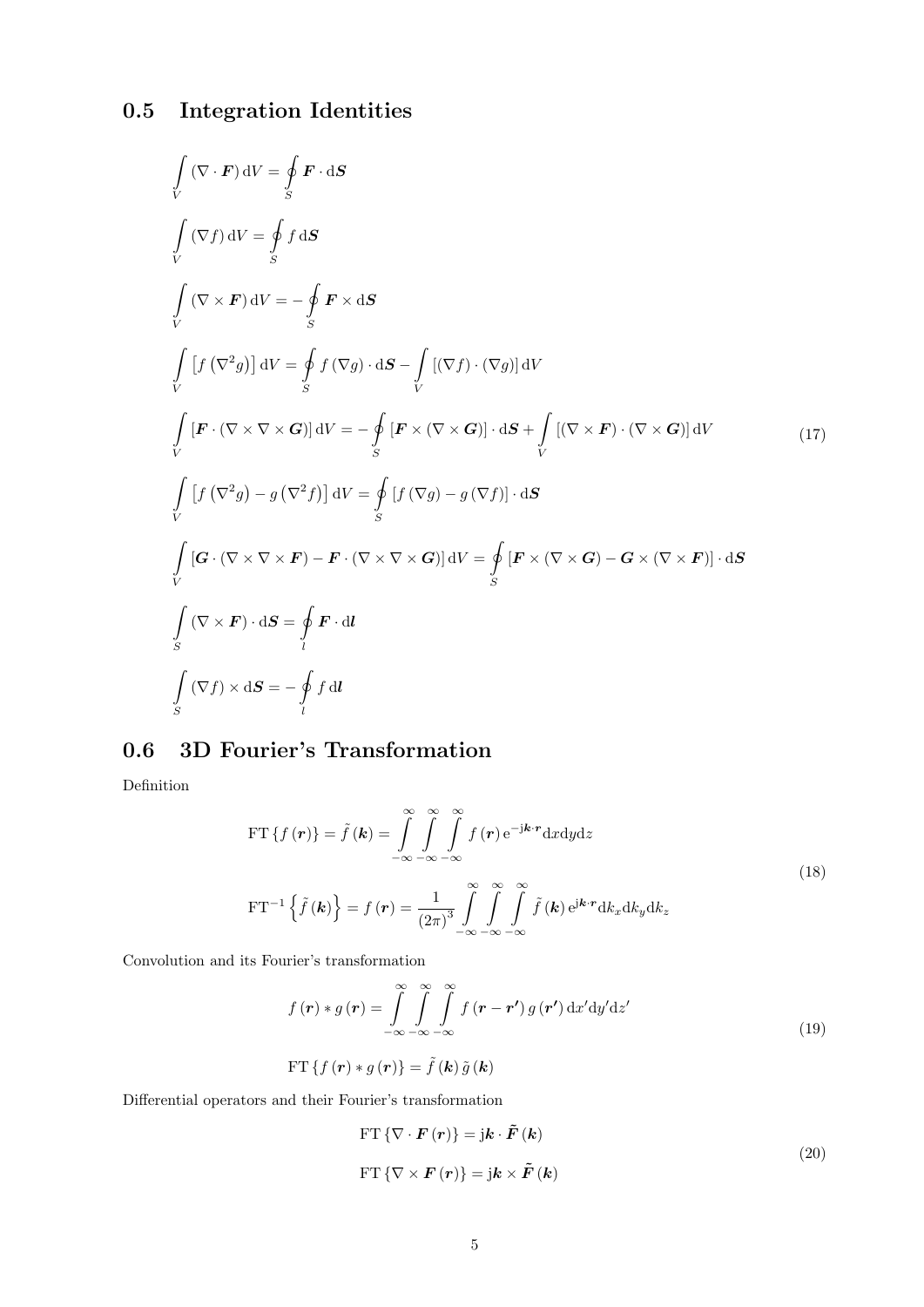## 0.5 Integration Identities

$$
\begin{aligned}
&\int_V (\nabla \cdot \boldsymbol{F})\,\mathrm{d}V = \oint_S \boldsymbol{F} \cdot \mathrm{d}\boldsymbol{S} \\
&\int_V (\nabla f)\,\mathrm{d}V = \oint_S f\,\mathrm{d}\boldsymbol{S} \\
&\int_V (\nabla \times \boldsymbol{F})\,\mathrm{d}V = -\oint_S \boldsymbol{F} \times \mathrm{d}\boldsymbol{S} \\
&\int_V \left[f\left(\nabla^2 g\right)\right]\mathrm{d}V = \oint_S f\,(\nabla g) \cdot \mathrm{d}\boldsymbol{S} - \int_V \left[(\nabla f) \cdot (\nabla g)\right]\mathrm{d}V \\
&\int_V \left[\boldsymbol{F} \cdot (\nabla \times \nabla \times \boldsymbol{G})\right]\mathrm{d}V = -\oint_S \left[\boldsymbol{F} \times (\nabla \times \boldsymbol{G})\right] \cdot \mathrm{d}\boldsymbol{S} + \int_V \left[(\nabla \times \boldsymbol{F}) \cdot (\nabla \times \boldsymbol{G})\right]\mathrm{d}V \\
&\int_V \left[f\left(\nabla^2 g\right) - g\left(\nabla^2 f\right)\right]\mathrm{d}V = \oint_S \left[f\,(\nabla g) - g\,(\nabla f)\right] \cdot \mathrm{d}\boldsymbol{S} \\
&\int_V \left[\boldsymbol{G} \cdot (\nabla \times \nabla \times \boldsymbol{F}) - \boldsymbol{F} \cdot (\nabla \times \nabla \times \boldsymbol{G})\right]\mathrm{d}V = \oint_S \left[\boldsymbol{F} \times (\nabla \times \boldsymbol{G}) - \boldsymbol{G} \times (\nabla \times \boldsymbol{F})\right] \cdot \mathrm{d}\boldsymbol{S} \\
&\int_S (\nabla \times \boldsymbol{F}) \cdot \mathrm{d}\boldsymbol{S} = \oint_l \boldsymbol{F} \cdot \mathrm{d}\boldsymbol{l} \\
&\int_S (\nabla f) \times \mathrm{d}\boldsymbol{S} = -\oint_l f\,\mathrm{d}\boldsymbol{l}
\end{aligned} \tag{17}
$$

## 0.6 3D Fourier's Transformation

Definition

$$
\begin{aligned}
&\mathrm{FT}\left\{f(\boldsymbol{r})\right\} = \tilde{f}(\boldsymbol{k}) = \int_{-\infty}^{\infty}\int_{-\infty}^{\infty}\int_{-\infty}^{\infty} f(\boldsymbol{r})\,\mathrm{e}^{-\mathrm{j}\boldsymbol{k}\cdot\boldsymbol{r}}\mathrm{d}x\mathrm{d}y\mathrm{d}z \\
&\mathrm{FT}^{-1}\left\{\tilde{f}(\boldsymbol{k})\right\} = f(\boldsymbol{r}) = \frac{1}{(2\pi)^3}\int_{-\infty}^{\infty}\int_{-\infty}^{\infty}\int_{-\infty}^{\infty} \tilde{f}(\boldsymbol{k})\,\mathrm{e}^{\mathrm{j}\boldsymbol{k}\cdot\boldsymbol{r}}\mathrm{d}k_x\mathrm{d}k_y\mathrm{d}k_z
\end{aligned} \tag{18}
$$

Convolution and its Fourier's transformation

$$
\begin{aligned}
&f(\boldsymbol{r}) * g(\boldsymbol{r}) = \int_{-\infty}^{\infty}\int_{-\infty}^{\infty}\int_{-\infty}^{\infty} f(\boldsymbol{r} - \boldsymbol{r'})\,g(\boldsymbol{r'})\,\mathrm{d}x'\mathrm{d}y'\mathrm{d}z' \\
&\mathrm{FT}\left\{f(\boldsymbol{r}) * g(\boldsymbol{r})\right\} = \tilde{f}(\boldsymbol{k})\,\tilde{g}(\boldsymbol{k})
\end{aligned} \tag{19}
$$

Differential operators and their Fourier's transformation

$$
\begin{aligned}
&\mathrm{FT}\left\{\nabla \cdot \boldsymbol{F}(\boldsymbol{r})\right\} = \mathrm{j}\boldsymbol{k} \cdot \tilde{\boldsymbol{F}}(\boldsymbol{k}) \\
&\mathrm{FT}\left\{\nabla \times \boldsymbol{F}(\boldsymbol{r})\right\} = \mathrm{j}\boldsymbol{k} \times \tilde{\boldsymbol{F}}(\boldsymbol{k})
\end{aligned} \tag{20}
$$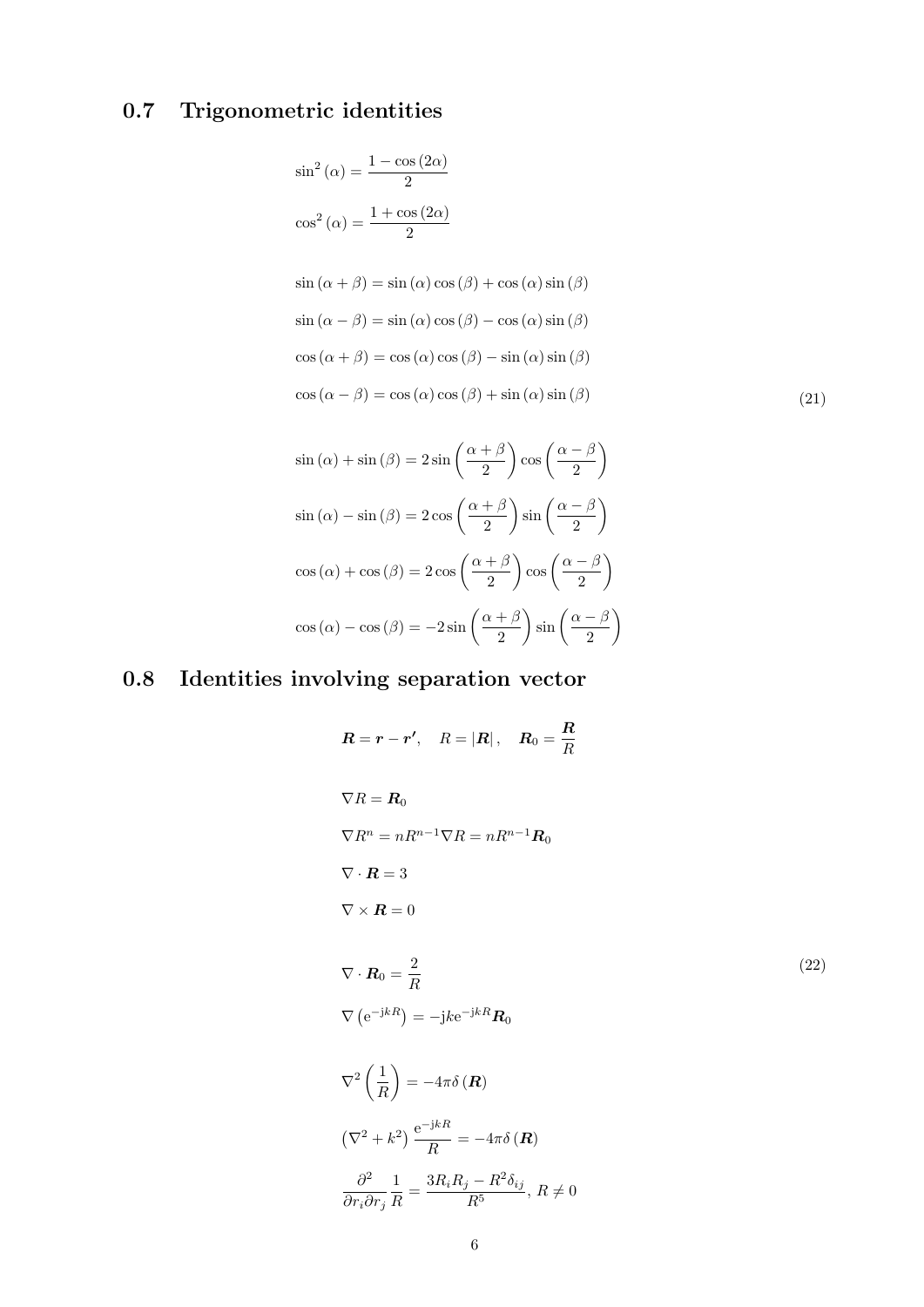## 0.7 Trigonometric identities

$$
\begin{aligned}
&\sin^2(\alpha) = \frac{1-\cos(2\alpha)}{2} \\
&\cos^2(\alpha) = \frac{1+\cos(2\alpha)}{2} \\
&\sin(\alpha+\beta) = \sin(\alpha)\cos(\beta) + \cos(\alpha)\sin(\beta) \\
&\sin(\alpha-\beta) = \sin(\alpha)\cos(\beta) - \cos(\alpha)\sin(\beta) \\
&\cos(\alpha+\beta) = \cos(\alpha)\cos(\beta) - \sin(\alpha)\sin(\beta) \\
&\cos(\alpha-\beta) = \cos(\alpha)\cos(\beta) + \sin(\alpha)\sin(\beta) \\
&\sin(\alpha) + \sin(\beta) = 2\sin\left(\frac{\alpha+\beta}{2}\right)\cos\left(\frac{\alpha-\beta}{2}\right) \\
&\sin(\alpha) - \sin(\beta) = 2\cos\left(\frac{\alpha+\beta}{2}\right)\sin\left(\frac{\alpha-\beta}{2}\right) \\
&\cos(\alpha) + \cos(\beta) = 2\cos\left(\frac{\alpha+\beta}{2}\right)\cos\left(\frac{\alpha-\beta}{2}\right) \\
&\cos(\alpha) - \cos(\beta) = -2\sin\left(\frac{\alpha+\beta}{2}\right)\sin\left(\frac{\alpha-\beta}{2}\right)
\end{aligned}
\tag{21}
$$

## 0.8 Identities involving separation vector

$$
\boldsymbol{R} = \boldsymbol{r} - \boldsymbol{r'}, \quad R = |\boldsymbol{R}|, \quad \boldsymbol{R}_0 = \frac{\boldsymbol{R}}{R}
$$

$$
\begin{aligned}
&\nabla R = \boldsymbol{R}_0 \\
&\nabla R^n = nR^{n-1}\nabla R = nR^{n-1}\boldsymbol{R}_0 \\
&\nabla \cdot \boldsymbol{R} = 3 \\
&\nabla \times \boldsymbol{R} = 0 \\
&\nabla \cdot \boldsymbol{R}_0 = \frac{2}{R} \\
&\nabla\left(\mathrm{e}^{-\mathrm{j}kR}\right) = -\mathrm{j}k\mathrm{e}^{-\mathrm{j}kR}\boldsymbol{R}_0 \\
&\nabla^2\left(\frac{1}{R}\right) = -4\pi\delta(\boldsymbol{R}) \\
&\left(\nabla^2 + k^2\right)\frac{\mathrm{e}^{-\mathrm{j}kR}}{R} = -4\pi\delta(\boldsymbol{R}) \\
&\frac{\partial^2}{\partial r_i \partial r_j}\frac{1}{R} = \frac{3R_iR_j - R^2\delta_{ij}}{R^5},\ R \neq 0
\end{aligned}
\tag{22}
$$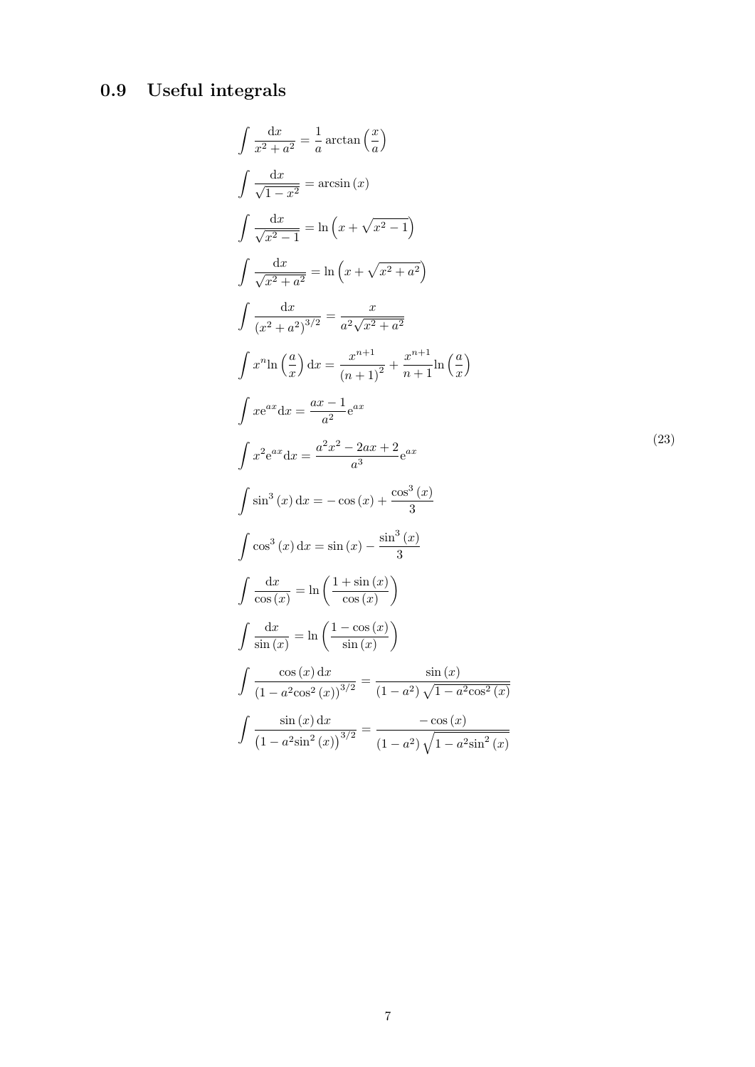## 0.9 Useful integrals

$$
\begin{aligned}
&\int \frac{\mathrm{d}x}{x^2+a^2} = \frac{1}{a}\arctan\left(\frac{x}{a}\right) \\
&\int \frac{\mathrm{d}x}{\sqrt{1-x^2}} = \arcsin\left(x\right) \\
&\int \frac{\mathrm{d}x}{\sqrt{x^2-1}} = \ln\left(x+\sqrt{x^2-1}\right) \\
&\int \frac{\mathrm{d}x}{\sqrt{x^2+a^2}} = \ln\left(x+\sqrt{x^2+a^2}\right) \\
&\int \frac{\mathrm{d}x}{\left(x^2+a^2\right)^{3/2}} = \frac{x}{a^2\sqrt{x^2+a^2}} \\
&\int x^n \ln\left(\frac{a}{x}\right)\mathrm{d}x = \frac{x^{n+1}}{\left(n+1\right)^2} + \frac{x^{n+1}}{n+1}\ln\left(\frac{a}{x}\right) \\
&\int x\mathrm{e}^{ax}\mathrm{d}x = \frac{ax-1}{a^2}\mathrm{e}^{ax} \\
&\int x^2\mathrm{e}^{ax}\mathrm{d}x = \frac{a^2x^2-2ax+2}{a^3}\mathrm{e}^{ax} \\
&\int \sin^3\left(x\right)\mathrm{d}x = -\cos\left(x\right) + \frac{\cos^3\left(x\right)}{3} \\
&\int \cos^3\left(x\right)\mathrm{d}x = \sin\left(x\right) - \frac{\sin^3\left(x\right)}{3} \\
&\int \frac{\mathrm{d}x}{\cos\left(x\right)} = \ln\left(\frac{1+\sin\left(x\right)}{\cos\left(x\right)}\right) \\
&\int \frac{\mathrm{d}x}{\sin\left(x\right)} = \ln\left(\frac{1-\cos\left(x\right)}{\sin\left(x\right)}\right) \\
&\int \frac{\cos\left(x\right)\mathrm{d}x}{\left(1-a^2\cos^2\left(x\right)\right)^{3/2}} = \frac{\sin\left(x\right)}{\left(1-a^2\right)\sqrt{1-a^2\cos^2\left(x\right)}} \\
&\int \frac{\sin\left(x\right)\mathrm{d}x}{\left(1-a^2\sin^2\left(x\right)\right)^{3/2}} = \frac{-\cos\left(x\right)}{\left(1-a^2\right)\sqrt{1-a^2\sin^2\left(x\right)}}
\end{aligned}
\tag{23}
$$